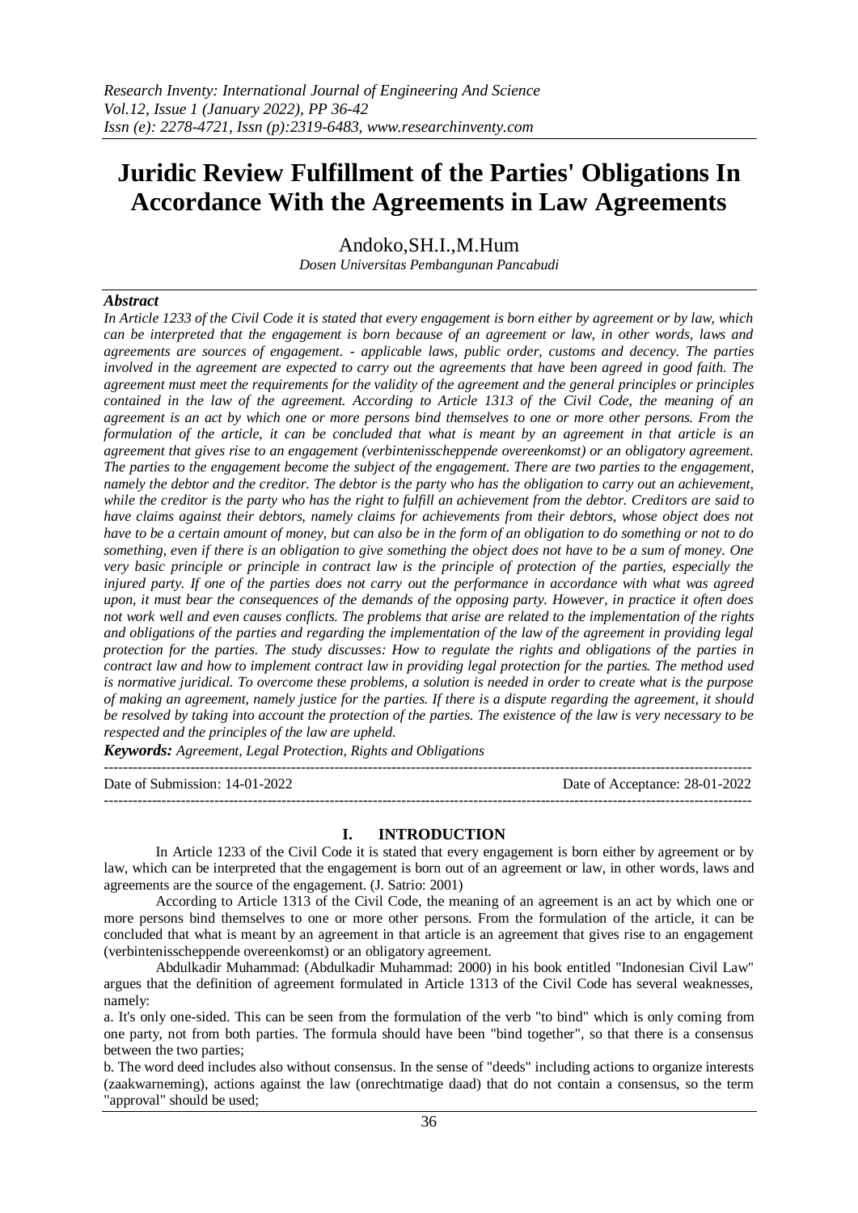# Juridic Review Fulfillment of the Parties' Obligations In Accordance With the Agreements in Law Agreements

Andoko,SH.I.,M.Hum

*Dosen Universitas Pembangunan Pancabudi*

### *Abstract*

*In Article 1233 of the Civil Code it is stated that every engagement is born either by agreement or by law, which can be interpreted that the engagement is born because of an agreement or law, in other words, laws and agreements are sources of engagement. - applicable laws, public order, customs and decency. The parties involved in the agreement are expected to carry out the agreements that have been agreed in good faith. The agreement must meet the requirements for the validity of the agreement and the general principles or principles contained in the law of the agreement. According to Article 1313 of the Civil Code, the meaning of an agreement is an act by which one or more persons bind themselves to one or more other persons. From the formulation of the article, it can be concluded that what is meant by an agreement in that article is an agreement that gives rise to an engagement (verbintenisscheppende overeenkomst) or an obligatory agreement. The parties to the engagement become the subject of the engagement. There are two parties to the engagement, namely the debtor and the creditor. The debtor is the party who has the obligation to carry out an achievement, while the creditor is the party who has the right to fulfill an achievement from the debtor. Creditors are said to have claims against their debtors, namely claims for achievements from their debtors, whose object does not have to be a certain amount of money, but can also be in the form of an obligation to do something or not to do something, even if there is an obligation to give something the object does not have to be a sum of money. One very basic principle or principle in contract law is the principle of protection of the parties, especially the injured party. If one of the parties does not carry out the performance in accordance with what was agreed upon, it must bear the consequences of the demands of the opposing party. However, in practice it often does not work well and even causes conflicts. The problems that arise are related to the implementation of the rights and obligations of the parties and regarding the implementation of the law of the agreement in providing legal protection for the parties. The study discusses: How to regulate the rights and obligations of the parties in contract law and how to implement contract law in providing legal protection for the parties. The method used is normative juridical. To overcome these problems, a solution is needed in order to create what is the purpose of making an agreement, namely justice for the parties. If there is a dispute regarding the agreement, it should be resolved by taking into account the protection of the parties. The existence of the law is very necessary to be respected and the principles of the law are upheld.*

***Keywords:*** *Agreement, Legal Protection, Rights and Obligations*

---

Date of Submission: 14-01-2022 | Date of Acceptance: 28-01-2022

---

## I. INTRODUCTION

In Article 1233 of the Civil Code it is stated that every engagement is born either by agreement or by law, which can be interpreted that the engagement is born out of an agreement or law, in other words, laws and agreements are the source of the engagement. (J. Satrio: 2001)

According to Article 1313 of the Civil Code, the meaning of an agreement is an act by which one or more persons bind themselves to one or more other persons. From the formulation of the article, it can be concluded that what is meant by an agreement in that article is an agreement that gives rise to an engagement (verbintenisscheppende overeenkomst) or an obligatory agreement.

Abdulkadir Muhammad: (Abdulkadir Muhammad: 2000) in his book entitled "Indonesian Civil Law" argues that the definition of agreement formulated in Article 1313 of the Civil Code has several weaknesses, namely:

a. It's only one-sided. This can be seen from the formulation of the verb "to bind" which is only coming from one party, not from both parties. The formula should have been "bind together", so that there is a consensus between the two parties;

b. The word deed includes also without consensus. In the sense of "deeds" including actions to organize interests (zaakwarneming), actions against the law (onrechtmatige daad) that do not contain a consensus, so the term "approval" should be used;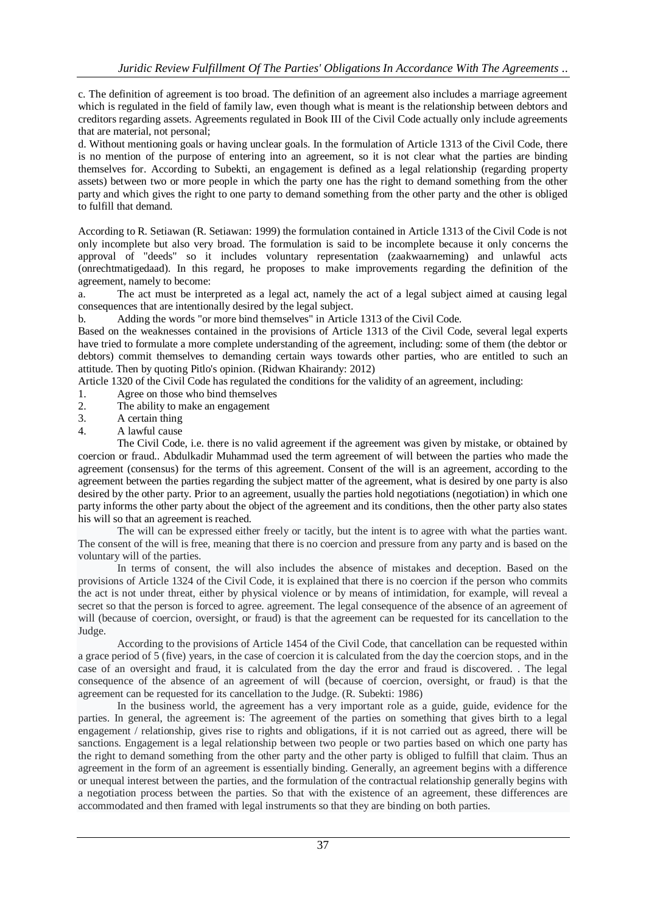c. The definition of agreement is too broad. The definition of an agreement also includes a marriage agreement which is regulated in the field of family law, even though what is meant is the relationship between debtors and creditors regarding assets. Agreements regulated in Book III of the Civil Code actually only include agreements that are material, not personal;

d. Without mentioning goals or having unclear goals. In the formulation of Article 1313 of the Civil Code, there is no mention of the purpose of entering into an agreement, so it is not clear what the parties are binding themselves for. According to Subekti, an engagement is defined as a legal relationship (regarding property assets) between two or more people in which the party one has the right to demand something from the other party and which gives the right to one party to demand something from the other party and the other is obliged to fulfill that demand.

According to R. Setiawan (R. Setiawan: 1999) the formulation contained in Article 1313 of the Civil Code is not only incomplete but also very broad. The formulation is said to be incomplete because it only concerns the approval of "deeds" so it includes voluntary representation (zaakwaarneming) and unlawful acts (onrechtmatigedaad). In this regard, he proposes to make improvements regarding the definition of the agreement, namely to become:

a. The act must be interpreted as a legal act, namely the act of a legal subject aimed at causing legal consequences that are intentionally desired by the legal subject.

b. Adding the words "or more bind themselves" in Article 1313 of the Civil Code.

Based on the weaknesses contained in the provisions of Article 1313 of the Civil Code, several legal experts have tried to formulate a more complete understanding of the agreement, including: some of them (the debtor or debtors) commit themselves to demanding certain ways towards other parties, who are entitled to such an attitude. Then by quoting Pitlo's opinion. (Ridwan Khairandy: 2012)

Article 1320 of the Civil Code has regulated the conditions for the validity of an agreement, including:

1. Agree on those who bind themselves
2. The ability to make an engagement
3. A certain thing
4. A lawful cause

The Civil Code, i.e. there is no valid agreement if the agreement was given by mistake, or obtained by coercion or fraud.. Abdulkadir Muhammad used the term agreement of will between the parties who made the agreement (consensus) for the terms of this agreement. Consent of the will is an agreement, according to the agreement between the parties regarding the subject matter of the agreement, what is desired by one party is also desired by the other party. Prior to an agreement, usually the parties hold negotiations (negotiation) in which one party informs the other party about the object of the agreement and its conditions, then the other party also states his will so that an agreement is reached.

The will can be expressed either freely or tacitly, but the intent is to agree with what the parties want. The consent of the will is free, meaning that there is no coercion and pressure from any party and is based on the voluntary will of the parties.

In terms of consent, the will also includes the absence of mistakes and deception. Based on the provisions of Article 1324 of the Civil Code, it is explained that there is no coercion if the person who commits the act is not under threat, either by physical violence or by means of intimidation, for example, will reveal a secret so that the person is forced to agree. agreement. The legal consequence of the absence of an agreement of will (because of coercion, oversight, or fraud) is that the agreement can be requested for its cancellation to the Judge.

According to the provisions of Article 1454 of the Civil Code, that cancellation can be requested within a grace period of 5 (five) years, in the case of coercion it is calculated from the day the coercion stops, and in the case of an oversight and fraud, it is calculated from the day the error and fraud is discovered. . The legal consequence of the absence of an agreement of will (because of coercion, oversight, or fraud) is that the agreement can be requested for its cancellation to the Judge. (R. Subekti: 1986)

In the business world, the agreement has a very important role as a guide, guide, evidence for the parties. In general, the agreement is: The agreement of the parties on something that gives birth to a legal engagement / relationship, gives rise to rights and obligations, if it is not carried out as agreed, there will be sanctions. Engagement is a legal relationship between two people or two parties based on which one party has the right to demand something from the other party and the other party is obliged to fulfill that claim. Thus an agreement in the form of an agreement is essentially binding. Generally, an agreement begins with a difference or unequal interest between the parties, and the formulation of the contractual relationship generally begins with a negotiation process between the parties. So that with the existence of an agreement, these differences are accommodated and then framed with legal instruments so that they are binding on both parties.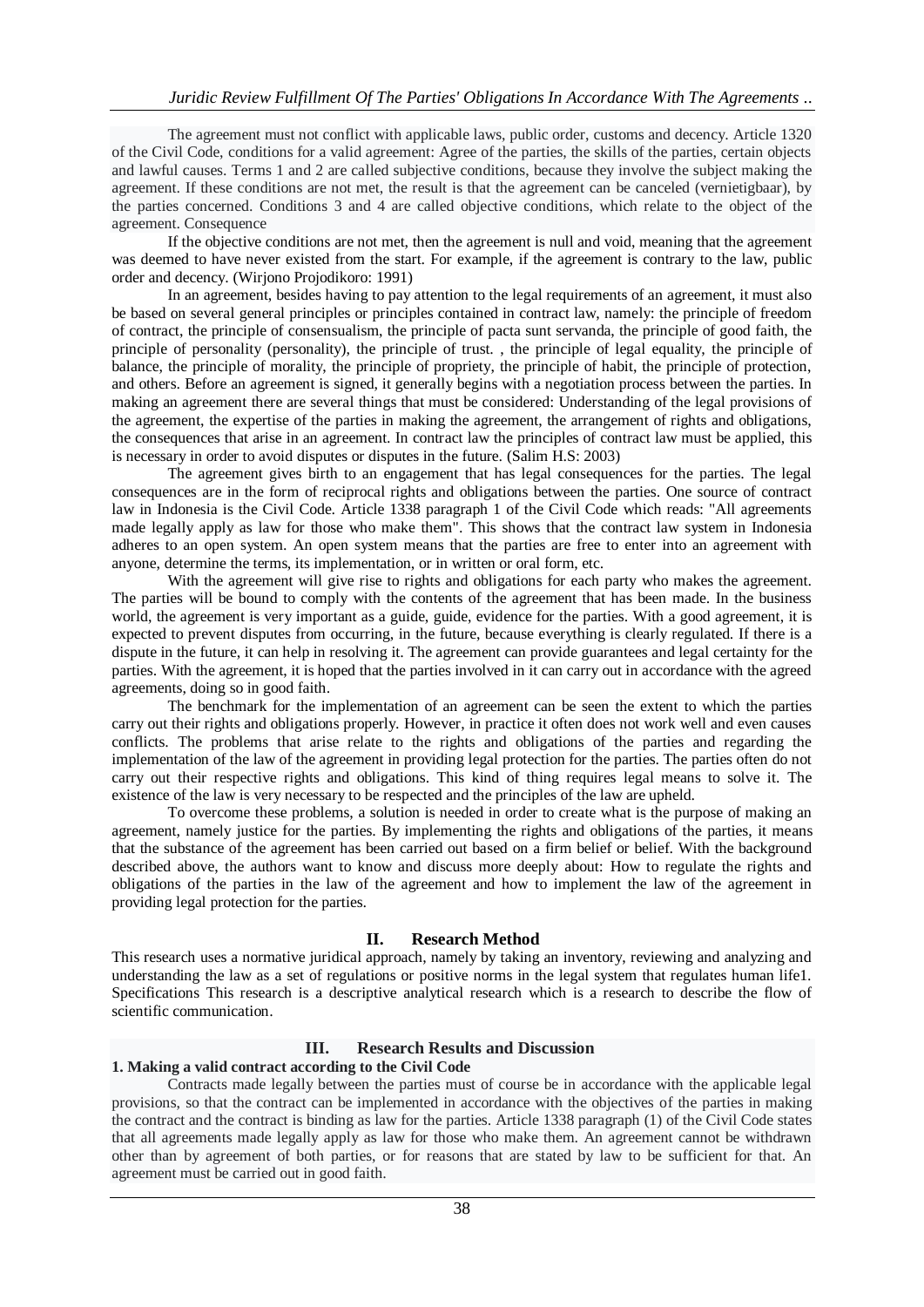The agreement must not conflict with applicable laws, public order, customs and decency. Article 1320 of the Civil Code, conditions for a valid agreement: Agree of the parties, the skills of the parties, certain objects and lawful causes. Terms 1 and 2 are called subjective conditions, because they involve the subject making the agreement. If these conditions are not met, the result is that the agreement can be canceled (vernietigbaar), by the parties concerned. Conditions 3 and 4 are called objective conditions, which relate to the object of the agreement. Consequence

If the objective conditions are not met, then the agreement is null and void, meaning that the agreement was deemed to have never existed from the start. For example, if the agreement is contrary to the law, public order and decency. (Wirjono Projodikoro: 1991)

In an agreement, besides having to pay attention to the legal requirements of an agreement, it must also be based on several general principles or principles contained in contract law, namely: the principle of freedom of contract, the principle of consensualism, the principle of pacta sunt servanda, the principle of good faith, the principle of personality (personality), the principle of trust. , the principle of legal equality, the principle of balance, the principle of morality, the principle of propriety, the principle of habit, the principle of protection, and others. Before an agreement is signed, it generally begins with a negotiation process between the parties. In making an agreement there are several things that must be considered: Understanding of the legal provisions of the agreement, the expertise of the parties in making the agreement, the arrangement of rights and obligations, the consequences that arise in an agreement. In contract law the principles of contract law must be applied, this is necessary in order to avoid disputes or disputes in the future. (Salim H.S: 2003)

The agreement gives birth to an engagement that has legal consequences for the parties. The legal consequences are in the form of reciprocal rights and obligations between the parties. One source of contract law in Indonesia is the Civil Code. Article 1338 paragraph 1 of the Civil Code which reads: "All agreements made legally apply as law for those who make them". This shows that the contract law system in Indonesia adheres to an open system. An open system means that the parties are free to enter into an agreement with anyone, determine the terms, its implementation, or in written or oral form, etc.

With the agreement will give rise to rights and obligations for each party who makes the agreement. The parties will be bound to comply with the contents of the agreement that has been made. In the business world, the agreement is very important as a guide, guide, evidence for the parties. With a good agreement, it is expected to prevent disputes from occurring, in the future, because everything is clearly regulated. If there is a dispute in the future, it can help in resolving it. The agreement can provide guarantees and legal certainty for the parties. With the agreement, it is hoped that the parties involved in it can carry out in accordance with the agreed agreements, doing so in good faith.

The benchmark for the implementation of an agreement can be seen the extent to which the parties carry out their rights and obligations properly. However, in practice it often does not work well and even causes conflicts. The problems that arise relate to the rights and obligations of the parties and regarding the implementation of the law of the agreement in providing legal protection for the parties. The parties often do not carry out their respective rights and obligations. This kind of thing requires legal means to solve it. The existence of the law is very necessary to be respected and the principles of the law are upheld.

To overcome these problems, a solution is needed in order to create what is the purpose of making an agreement, namely justice for the parties. By implementing the rights and obligations of the parties, it means that the substance of the agreement has been carried out based on a firm belief or belief. With the background described above, the authors want to know and discuss more deeply about: How to regulate the rights and obligations of the parties in the law of the agreement and how to implement the law of the agreement in providing legal protection for the parties.

## II. Research Method

This research uses a normative juridical approach, namely by taking an inventory, reviewing and analyzing and understanding the law as a set of regulations or positive norms in the legal system that regulates human life1. Specifications This research is a descriptive analytical research which is a research to describe the flow of scientific communication.

## III. Research Results and Discussion

### 1. Making a valid contract according to the Civil Code

Contracts made legally between the parties must of course be in accordance with the applicable legal provisions, so that the contract can be implemented in accordance with the objectives of the parties in making the contract and the contract is binding as law for the parties. Article 1338 paragraph (1) of the Civil Code states that all agreements made legally apply as law for those who make them. An agreement cannot be withdrawn other than by agreement of both parties, or for reasons that are stated by law to be sufficient for that. An agreement must be carried out in good faith.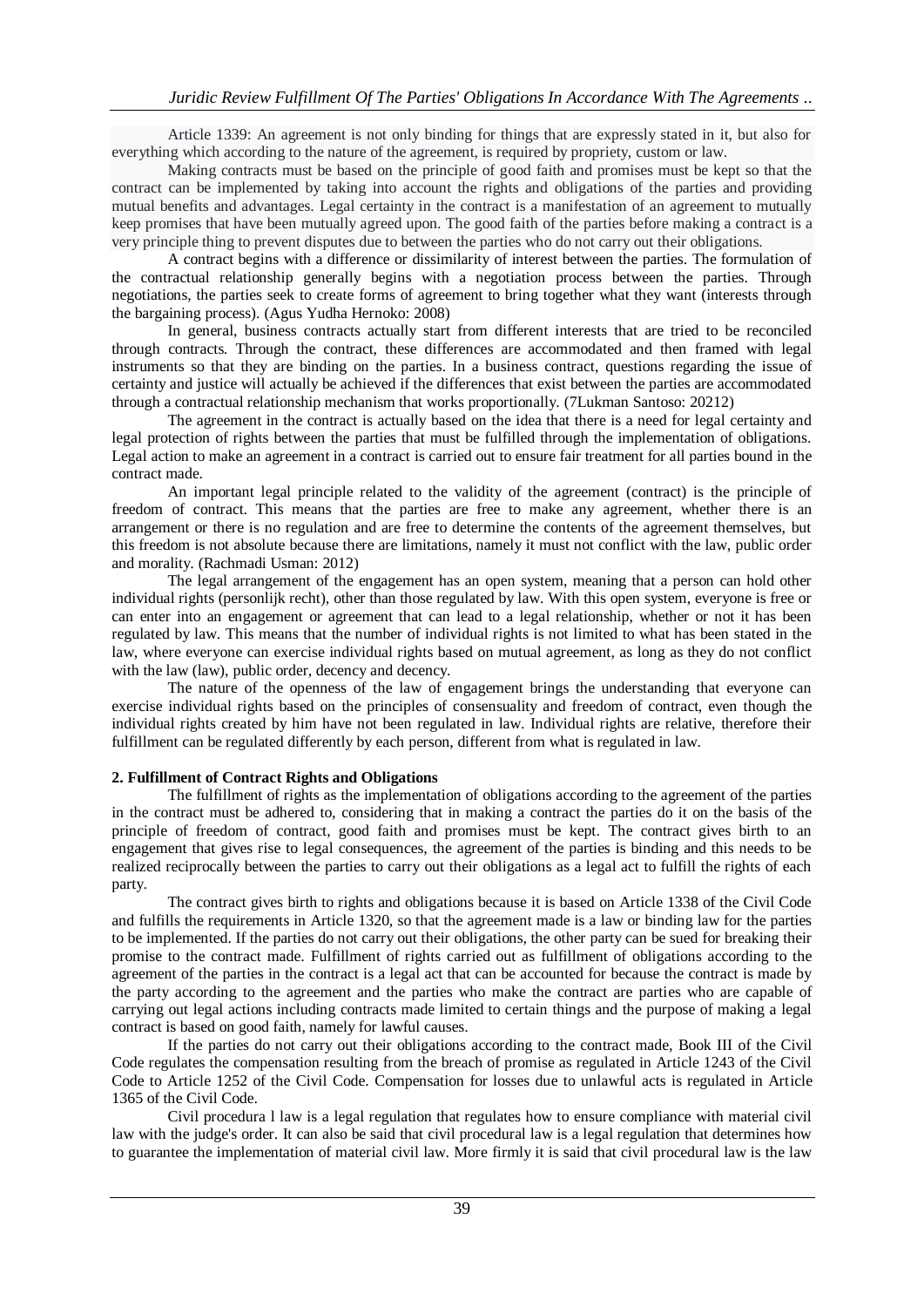Article 1339: An agreement is not only binding for things that are expressly stated in it, but also for everything which according to the nature of the agreement, is required by propriety, custom or law.

Making contracts must be based on the principle of good faith and promises must be kept so that the contract can be implemented by taking into account the rights and obligations of the parties and providing mutual benefits and advantages. Legal certainty in the contract is a manifestation of an agreement to mutually keep promises that have been mutually agreed upon. The good faith of the parties before making a contract is a very principle thing to prevent disputes due to between the parties who do not carry out their obligations.

A contract begins with a difference or dissimilarity of interest between the parties. The formulation of the contractual relationship generally begins with a negotiation process between the parties. Through negotiations, the parties seek to create forms of agreement to bring together what they want (interests through the bargaining process). (Agus Yudha Hernoko: 2008)

In general, business contracts actually start from different interests that are tried to be reconciled through contracts. Through the contract, these differences are accommodated and then framed with legal instruments so that they are binding on the parties. In a business contract, questions regarding the issue of certainty and justice will actually be achieved if the differences that exist between the parties are accommodated through a contractual relationship mechanism that works proportionally. (7Lukman Santoso: 20212)

The agreement in the contract is actually based on the idea that there is a need for legal certainty and legal protection of rights between the parties that must be fulfilled through the implementation of obligations. Legal action to make an agreement in a contract is carried out to ensure fair treatment for all parties bound in the contract made.

An important legal principle related to the validity of the agreement (contract) is the principle of freedom of contract. This means that the parties are free to make any agreement, whether there is an arrangement or there is no regulation and are free to determine the contents of the agreement themselves, but this freedom is not absolute because there are limitations, namely it must not conflict with the law, public order and morality. (Rachmadi Usman: 2012)

The legal arrangement of the engagement has an open system, meaning that a person can hold other individual rights (personlijk recht), other than those regulated by law. With this open system, everyone is free or can enter into an engagement or agreement that can lead to a legal relationship, whether or not it has been regulated by law. This means that the number of individual rights is not limited to what has been stated in the law, where everyone can exercise individual rights based on mutual agreement, as long as they do not conflict with the law (law), public order, decency and decency.

The nature of the openness of the law of engagement brings the understanding that everyone can exercise individual rights based on the principles of consensuality and freedom of contract, even though the individual rights created by him have not been regulated in law. Individual rights are relative, therefore their fulfillment can be regulated differently by each person, different from what is regulated in law.

**2. Fulfillment of Contract Rights and Obligations**

The fulfillment of rights as the implementation of obligations according to the agreement of the parties in the contract must be adhered to, considering that in making a contract the parties do it on the basis of the principle of freedom of contract, good faith and promises must be kept. The contract gives birth to an engagement that gives rise to legal consequences, the agreement of the parties is binding and this needs to be realized reciprocally between the parties to carry out their obligations as a legal act to fulfill the rights of each party.

The contract gives birth to rights and obligations because it is based on Article 1338 of the Civil Code and fulfills the requirements in Article 1320, so that the agreement made is a law or binding law for the parties to be implemented. If the parties do not carry out their obligations, the other party can be sued for breaking their promise to the contract made. Fulfillment of rights carried out as fulfillment of obligations according to the agreement of the parties in the contract is a legal act that can be accounted for because the contract is made by the party according to the agreement and the parties who make the contract are parties who are capable of carrying out legal actions including contracts made limited to certain things and the purpose of making a legal contract is based on good faith, namely for lawful causes.

If the parties do not carry out their obligations according to the contract made, Book III of the Civil Code regulates the compensation resulting from the breach of promise as regulated in Article 1243 of the Civil Code to Article 1252 of the Civil Code. Compensation for losses due to unlawful acts is regulated in Article 1365 of the Civil Code.

Civil procedura l law is a legal regulation that regulates how to ensure compliance with material civil law with the judge's order. It can also be said that civil procedural law is a legal regulation that determines how to guarantee the implementation of material civil law. More firmly it is said that civil procedural law is the law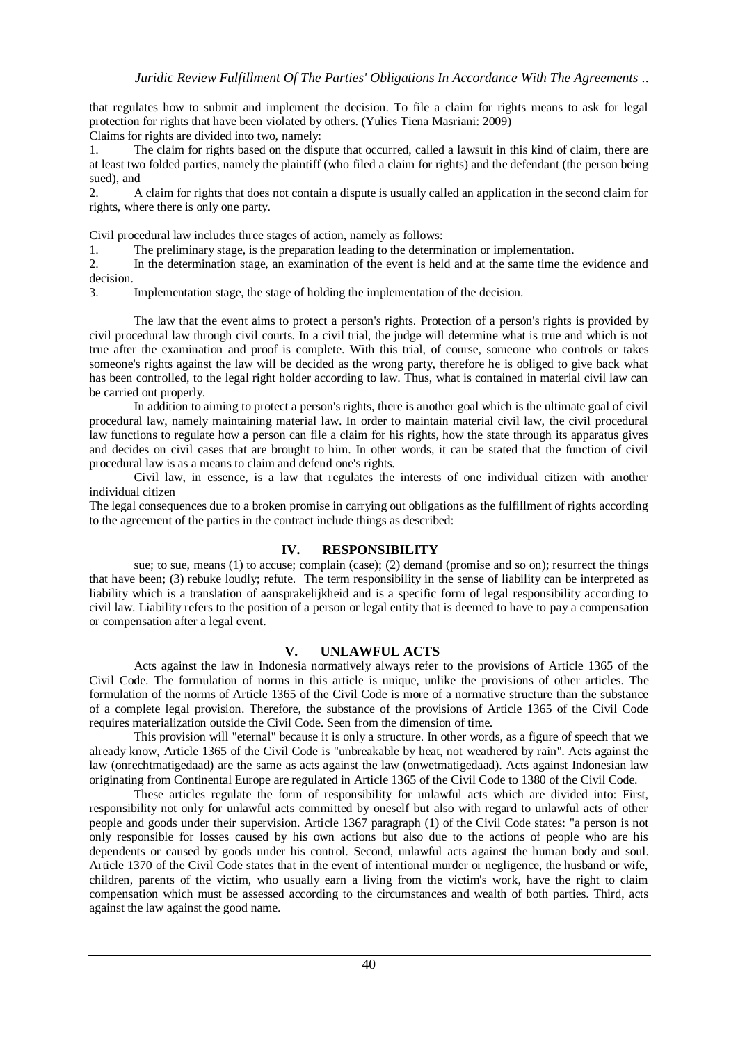that regulates how to submit and implement the decision. To file a claim for rights means to ask for legal protection for rights that have been violated by others. (Yulies Tiena Masriani: 2009)

Claims for rights are divided into two, namely:

1. The claim for rights based on the dispute that occurred, called a lawsuit in this kind of claim, there are at least two folded parties, namely the plaintiff (who filed a claim for rights) and the defendant (the person being sued), and
2. A claim for rights that does not contain a dispute is usually called an application in the second claim for rights, where there is only one party.

Civil procedural law includes three stages of action, namely as follows:

1. The preliminary stage, is the preparation leading to the determination or implementation.
2. In the determination stage, an examination of the event is held and at the same time the evidence and decision.
3. Implementation stage, the stage of holding the implementation of the decision.

The law that the event aims to protect a person's rights. Protection of a person's rights is provided by civil procedural law through civil courts. In a civil trial, the judge will determine what is true and which is not true after the examination and proof is complete. With this trial, of course, someone who controls or takes someone's rights against the law will be decided as the wrong party, therefore he is obliged to give back what has been controlled, to the legal right holder according to law. Thus, what is contained in material civil law can be carried out properly.

In addition to aiming to protect a person's rights, there is another goal which is the ultimate goal of civil procedural law, namely maintaining material law. In order to maintain material civil law, the civil procedural law functions to regulate how a person can file a claim for his rights, how the state through its apparatus gives and decides on civil cases that are brought to him. In other words, it can be stated that the function of civil procedural law is as a means to claim and defend one's rights.

Civil law, in essence, is a law that regulates the interests of one individual citizen with another individual citizen

The legal consequences due to a broken promise in carrying out obligations as the fulfillment of rights according to the agreement of the parties in the contract include things as described:

## IV. RESPONSIBILITY

sue; to sue, means (1) to accuse; complain (case); (2) demand (promise and so on); resurrect the things that have been; (3) rebuke loudly; refute. The term responsibility in the sense of liability can be interpreted as liability which is a translation of aansprakelijkheid and is a specific form of legal responsibility according to civil law. Liability refers to the position of a person or legal entity that is deemed to have to pay a compensation or compensation after a legal event.

## V. UNLAWFUL ACTS

Acts against the law in Indonesia normatively always refer to the provisions of Article 1365 of the Civil Code. The formulation of norms in this article is unique, unlike the provisions of other articles. The formulation of the norms of Article 1365 of the Civil Code is more of a normative structure than the substance of a complete legal provision. Therefore, the substance of the provisions of Article 1365 of the Civil Code requires materialization outside the Civil Code. Seen from the dimension of time.

This provision will "eternal" because it is only a structure. In other words, as a figure of speech that we already know, Article 1365 of the Civil Code is "unbreakable by heat, not weathered by rain". Acts against the law (onrechtmatigedaad) are the same as acts against the law (onwetmatigedaad). Acts against Indonesian law originating from Continental Europe are regulated in Article 1365 of the Civil Code to 1380 of the Civil Code.

These articles regulate the form of responsibility for unlawful acts which are divided into: First, responsibility not only for unlawful acts committed by oneself but also with regard to unlawful acts of other people and goods under their supervision. Article 1367 paragraph (1) of the Civil Code states: "a person is not only responsible for losses caused by his own actions but also due to the actions of people who are his dependents or caused by goods under his control. Second, unlawful acts against the human body and soul. Article 1370 of the Civil Code states that in the event of intentional murder or negligence, the husband or wife, children, parents of the victim, who usually earn a living from the victim's work, have the right to claim compensation which must be assessed according to the circumstances and wealth of both parties. Third, acts against the law against the good name.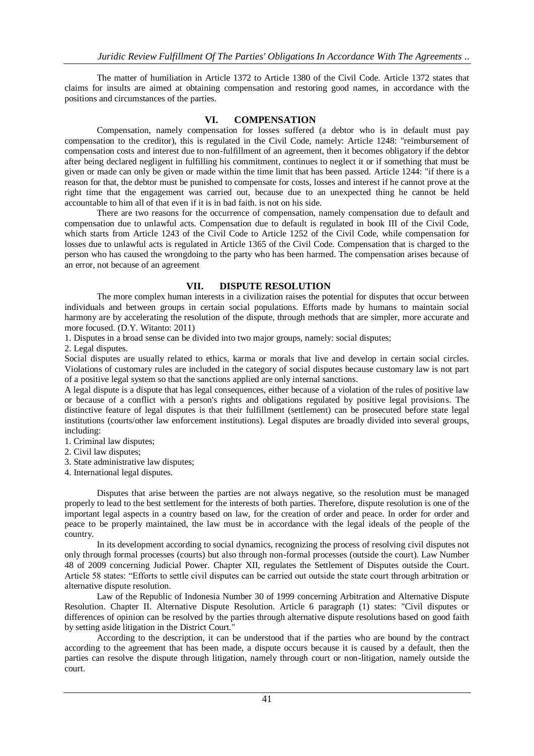The matter of humiliation in Article 1372 to Article 1380 of the Civil Code. Article 1372 states that claims for insults are aimed at obtaining compensation and restoring good names, in accordance with the positions and circumstances of the parties.

## VI. COMPENSATION

Compensation, namely compensation for losses suffered (a debtor who is in default must pay compensation to the creditor), this is regulated in the Civil Code, namely: Article 1248: "reimbursement of compensation costs and interest due to non-fulfillment of an agreement, then it becomes obligatory if the debtor after being declared negligent in fulfilling his commitment, continues to neglect it or if something that must be given or made can only be given or made within the time limit that has been passed. Article 1244: "if there is a reason for that, the debtor must be punished to compensate for costs, losses and interest if he cannot prove at the right time that the engagement was carried out, because due to an unexpected thing he cannot be held accountable to him all of that even if it is in bad faith. is not on his side.

There are two reasons for the occurrence of compensation, namely compensation due to default and compensation due to unlawful acts. Compensation due to default is regulated in book III of the Civil Code, which starts from Article 1243 of the Civil Code to Article 1252 of the Civil Code, while compensation for losses due to unlawful acts is regulated in Article 1365 of the Civil Code. Compensation that is charged to the person who has caused the wrongdoing to the party who has been harmed. The compensation arises because of an error, not because of an agreement

## VII. DISPUTE RESOLUTION

The more complex human interests in a civilization raises the potential for disputes that occur between individuals and between groups in certain social populations. Efforts made by humans to maintain social harmony are by accelerating the resolution of the dispute, through methods that are simpler, more accurate and more focused. (D.Y. Witanto: 2011)

1. Disputes in a broad sense can be divided into two major groups, namely: social disputes;
2. Legal disputes.

Social disputes are usually related to ethics, karma or morals that live and develop in certain social circles. Violations of customary rules are included in the category of social disputes because customary law is not part of a positive legal system so that the sanctions applied are only internal sanctions.

A legal dispute is a dispute that has legal consequences, either because of a violation of the rules of positive law or because of a conflict with a person's rights and obligations regulated by positive legal provisions. The distinctive feature of legal disputes is that their fulfillment (settlement) can be prosecuted before state legal institutions (courts/other law enforcement institutions). Legal disputes are broadly divided into several groups, including:

1. Criminal law disputes;
2. Civil law disputes;
3. State administrative law disputes;
4. International legal disputes.

Disputes that arise between the parties are not always negative, so the resolution must be managed properly to lead to the best settlement for the interests of both parties. Therefore, dispute resolution is one of the important legal aspects in a country based on law, for the creation of order and peace. In order for order and peace to be properly maintained, the law must be in accordance with the legal ideals of the people of the country.

In its development according to social dynamics, recognizing the process of resolving civil disputes not only through formal processes (courts) but also through non-formal processes (outside the court). Law Number 48 of 2009 concerning Judicial Power. Chapter XII, regulates the Settlement of Disputes outside the Court. Article 58 states: "Efforts to settle civil disputes can be carried out outside the state court through arbitration or alternative dispute resolution.

Law of the Republic of Indonesia Number 30 of 1999 concerning Arbitration and Alternative Dispute Resolution. Chapter II. Alternative Dispute Resolution. Article 6 paragraph (1) states: "Civil disputes or differences of opinion can be resolved by the parties through alternative dispute resolutions based on good faith by setting aside litigation in the District Court."

According to the description, it can be understood that if the parties who are bound by the contract according to the agreement that has been made, a dispute occurs because it is caused by a default, then the parties can resolve the dispute through litigation, namely through court or non-litigation, namely outside the court.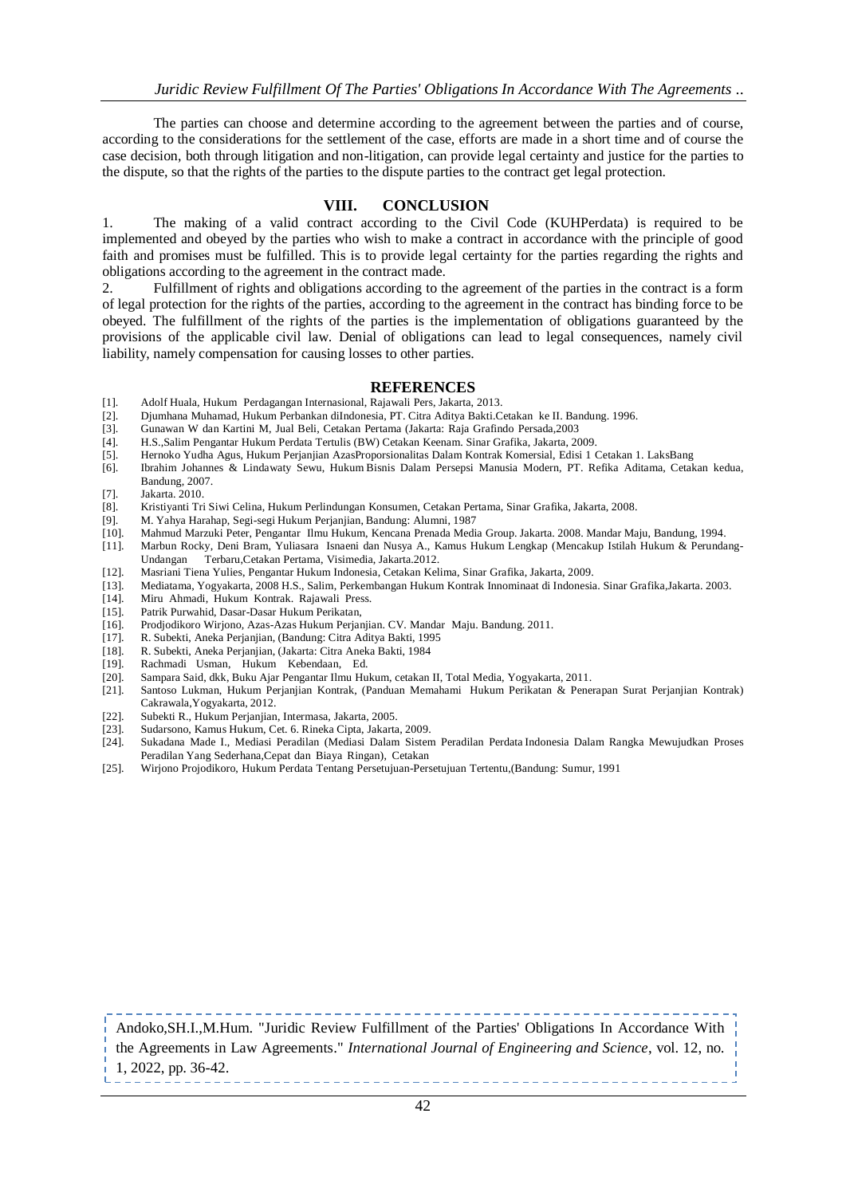The parties can choose and determine according to the agreement between the parties and of course, according to the considerations for the settlement of the case, efforts are made in a short time and of course the case decision, both through litigation and non-litigation, can provide legal certainty and justice for the parties to the dispute, so that the rights of the parties to the dispute parties to the contract get legal protection.

## VIII. CONCLUSION

1. The making of a valid contract according to the Civil Code (KUHPerdata) is required to be implemented and obeyed by the parties who wish to make a contract in accordance with the principle of good faith and promises must be fulfilled. This is to provide legal certainty for the parties regarding the rights and obligations according to the agreement in the contract made.
2. Fulfillment of rights and obligations according to the agreement of the parties in the contract is a form of legal protection for the rights of the parties, according to the agreement in the contract has binding force to be obeyed. The fulfillment of the rights of the parties is the implementation of obligations guaranteed by the provisions of the applicable civil law. Denial of obligations can lead to legal consequences, namely civil liability, namely compensation for causing losses to other parties.

## REFERENCES

[1]. Adolf Huala, Hukum Perdagangan Internasional, Rajawali Pers, Jakarta, 2013.
[2]. Djumhana Muhamad, Hukum Perbankan diIndonesia, PT. Citra Aditya Bakti.Cetakan ke II. Bandung. 1996.
[3]. Gunawan W dan Kartini M, Jual Beli, Cetakan Pertama (Jakarta: Raja Grafindo Persada,2003
[4]. H.S.,Salim Pengantar Hukum Perdata Tertulis (BW) Cetakan Keenam. Sinar Grafika, Jakarta, 2009.
[5]. Hernoko Yudha Agus, Hukum Perjanjian AzasProporsionalitas Dalam Kontrak Komersial, Edisi 1 Cetakan 1. LaksBang
[6]. Ibrahim Johannes & Lindawaty Sewu, Hukum Bisnis Dalam Persepsi Manusia Modern, PT. Refika Aditama, Cetakan kedua, Bandung, 2007.
[7]. Jakarta. 2010.
[8]. Kristiyanti Tri Siwi Celina, Hukum Perlindungan Konsumen, Cetakan Pertama, Sinar Grafika, Jakarta, 2008.
[9]. M. Yahya Harahap, Segi-segi Hukum Perjanjian, Bandung: Alumni, 1987
[10]. Mahmud Marzuki Peter, Pengantar Ilmu Hukum, Kencana Prenada Media Group. Jakarta. 2008. Mandar Maju, Bandung, 1994.
[11]. Marbun Rocky, Deni Bram, Yuliasara Isnaeni dan Nusya A., Kamus Hukum Lengkap (Mencakup Istilah Hukum & Perundang-Undangan Terbaru,Cetakan Pertama, Visimedia, Jakarta.2012.
[12]. Masriani Tiena Yulies, Pengantar Hukum Indonesia, Cetakan Kelima, Sinar Grafika, Jakarta, 2009.
[13]. Mediatama, Yogyakarta, 2008 H.S., Salim, Perkembangan Hukum Kontrak Innominaat di Indonesia. Sinar Grafika,Jakarta. 2003.
[14]. Miru Ahmadi, Hukum Kontrak. Rajawali Press.
[15]. Patrik Purwahid, Dasar-Dasar Hukum Perikatan,
[16]. Prodjodikoro Wirjono, Azas-Azas Hukum Perjanjian. CV. Mandar Maju. Bandung. 2011.
[17]. R. Subekti, Aneka Perjanjian, (Bandung: Citra Aditya Bakti, 1995
[18]. R. Subekti, Aneka Perjanjian, (Jakarta: Citra Aneka Bakti, 1984
[19]. Rachmadi Usman, Hukum Kebendaan, Ed.
[20]. Sampara Said, dkk, Buku Ajar Pengantar Ilmu Hukum, cetakan II, Total Media, Yogyakarta, 2011.
[21]. Santoso Lukman, Hukum Perjanjian Kontrak, (Panduan Memahami Hukum Perikatan & Penerapan Surat Perjanjian Kontrak) Cakrawala,Yogyakarta, 2012.
[22]. Subekti R., Hukum Perjanjian, Intermasa, Jakarta, 2005.
[23]. Sudarsono, Kamus Hukum, Cet. 6. Rineka Cipta, Jakarta, 2009.
[24]. Sukadana Made I., Mediasi Peradilan (Mediasi Dalam Sistem Peradilan Perdata Indonesia Dalam Rangka Mewujudkan Proses Peradilan Yang Sederhana,Cepat dan Biaya Ringan), Cetakan
[25]. Wirjono Projodikoro, Hukum Perdata Tentang Persetujuan-Persetujuan Tertentu,(Bandung: Sumur, 1991

Andoko,SH.I.,M.Hum. "Juridic Review Fulfillment of the Parties' Obligations In Accordance With the Agreements in Law Agreements." *International Journal of Engineering and Science*, vol. 12, no. 1, 2022, pp. 36-42.